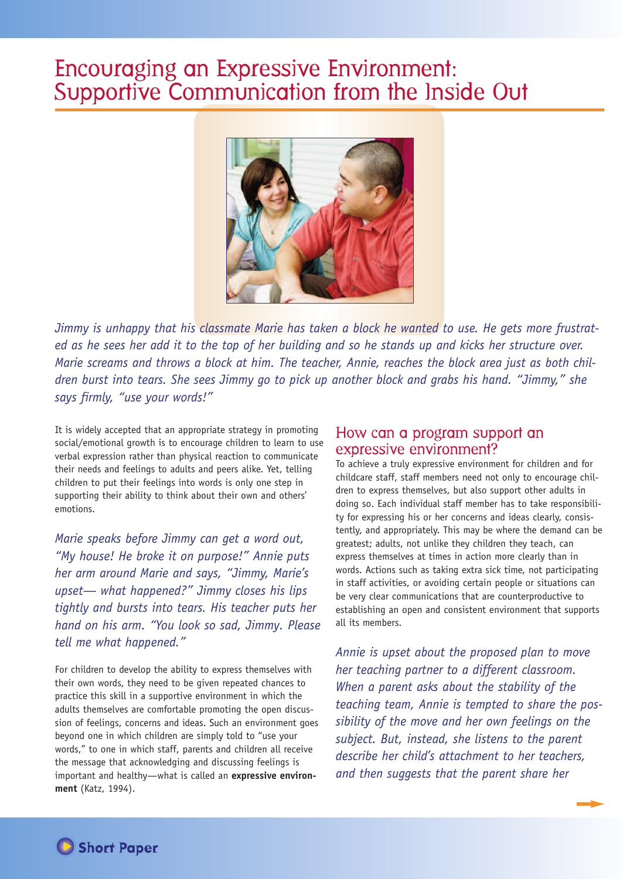// Scout Network Ghost Transcription
# Encouraging an Expressive Environment: Supportive Communication from the Inside Out

*Jimmy is unhappy that his classmate Marie has taken a block he wanted to use. He gets more frustrated as he sees her add it to the top of her building and so he stands up and kicks her structure over. Marie screams and throws a block at him. The teacher, Annie, reaches the block area just as both children burst into tears. She sees Jimmy go to pick up another block and grabs his hand. "Jimmy," she says firmly, "use your words!"*

It is widely accepted that an appropriate strategy in promoting social/emotional growth is to encourage children to learn to use verbal expression rather than physical reaction to communicate their needs and feelings to adults and peers alike. Yet, telling children to put their feelings into words is only one step in supporting their ability to think about their own and others' emotions.

*Marie speaks before Jimmy can get a word out, "My house! He broke it on purpose!" Annie puts her arm around Marie and says, "Jimmy, Marie's upset— what happened?" Jimmy closes his lips tightly and bursts into tears. His teacher puts her hand on his arm. "You look so sad, Jimmy. Please tell me what happened."*

For children to develop the ability to express themselves with their own words, they need to be given repeated chances to practice this skill in a supportive environment in which the adults themselves are comfortable promoting the open discussion of feelings, concerns and ideas. Such an environment goes beyond one in which children are simply told to "use your words," to one in which staff, parents and children all receive the message that acknowledging and discussing feelings is important and healthy—what is called an **expressive environment** (Katz, 1994).

## How can a program support an expressive environment?

To achieve a truly expressive environment for children and for childcare staff, staff members need not only to encourage children to express themselves, but also support other adults in doing so. Each individual staff member has to take responsibility for expressing his or her concerns and ideas clearly, consistently, and appropriately. This may be where the demand can be greatest; adults, not unlike they children they teach, can express themselves at times in action more clearly than in words. Actions such as taking extra sick time, not participating in staff activities, or avoiding certain people or situations can be very clear communications that are counterproductive to establishing an open and consistent environment that supports all its members.

*Annie is upset about the proposed plan to move her teaching partner to a different classroom. When a parent asks about the stability of the teaching team, Annie is tempted to share the possibility of the move and her own feelings on the subject. But, instead, she listens to the parent describe her child's attachment to her teachers, and then suggests that the parent share her*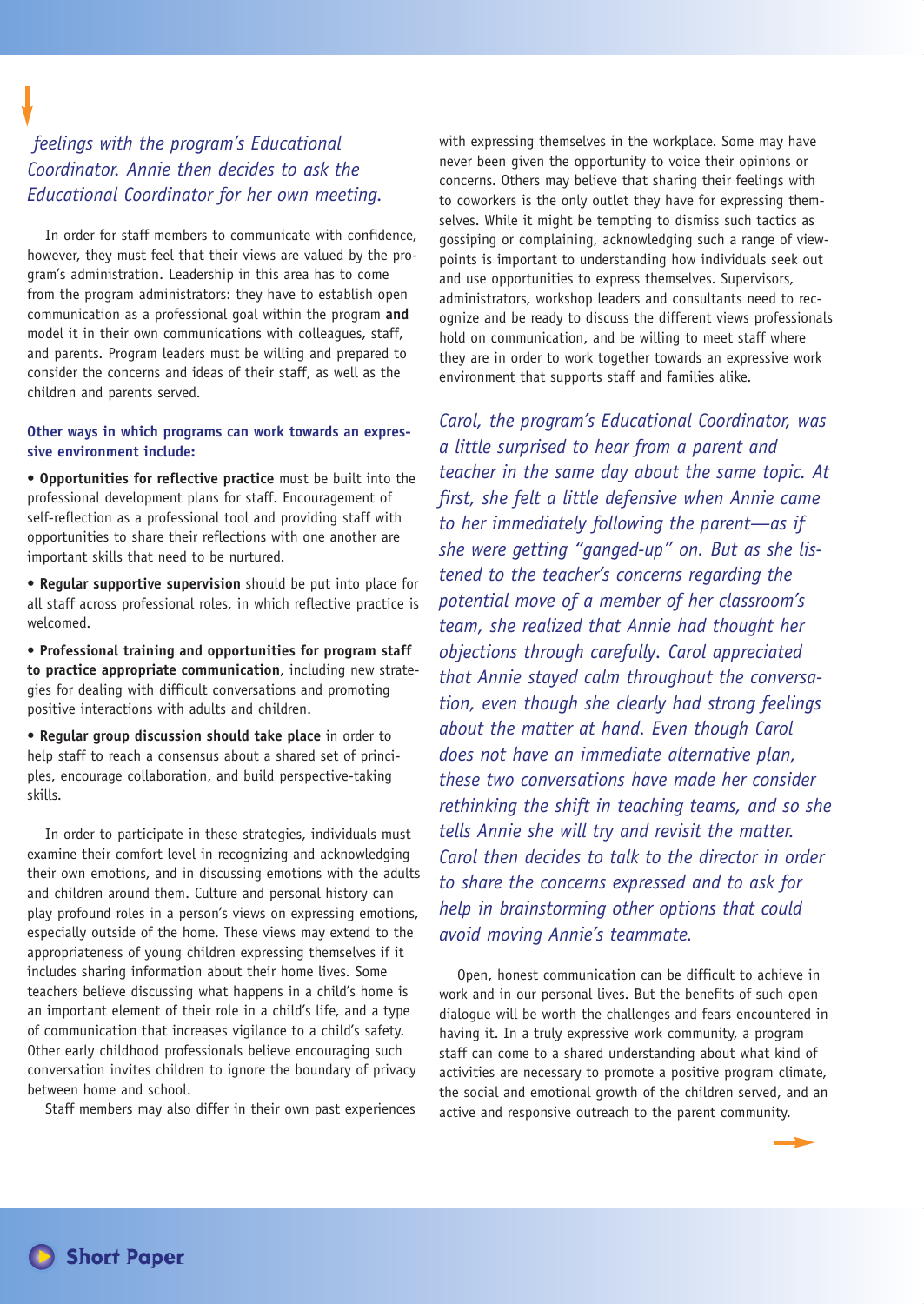*feelings with the program's Educational Coordinator. Annie then decides to ask the Educational Coordinator for her own meeting.*

In order for staff members to communicate with confidence, however, they must feel that their views are valued by the program's administration. Leadership in this area has to come from the program administrators: they have to establish open communication as a professional goal within the program **and** model it in their own communications with colleagues, staff, and parents. Program leaders must be willing and prepared to consider the concerns and ideas of their staff, as well as the children and parents served.

**Other ways in which programs can work towards an expressive environment include:**

- **Opportunities for reflective practice** must be built into the professional development plans for staff. Encouragement of self-reflection as a professional tool and providing staff with opportunities to share their reflections with one another are important skills that need to be nurtured.
- **Regular supportive supervision** should be put into place for all staff across professional roles, in which reflective practice is welcomed.
- **Professional training and opportunities for program staff to practice appropriate communication**, including new strategies for dealing with difficult conversations and promoting positive interactions with adults and children.
- **Regular group discussion should take place** in order to help staff to reach a consensus about a shared set of principles, encourage collaboration, and build perspective-taking skills.

In order to participate in these strategies, individuals must examine their comfort level in recognizing and acknowledging their own emotions, and in discussing emotions with the adults and children around them. Culture and personal history can play profound roles in a person's views on expressing emotions, especially outside of the home. These views may extend to the appropriateness of young children expressing themselves if it includes sharing information about their home lives. Some teachers believe discussing what happens in a child's home is an important element of their role in a child's life, and a type of communication that increases vigilance to a child's safety. Other early childhood professionals believe encouraging such conversation invites children to ignore the boundary of privacy between home and school.

Staff members may also differ in their own past experiences with expressing themselves in the workplace. Some may have never been given the opportunity to voice their opinions or concerns. Others may believe that sharing their feelings with to coworkers is the only outlet they have for expressing themselves. While it might be tempting to dismiss such tactics as gossiping or complaining, acknowledging such a range of viewpoints is important to understanding how individuals seek out and use opportunities to express themselves. Supervisors, administrators, workshop leaders and consultants need to recognize and be ready to discuss the different views professionals hold on communication, and be willing to meet staff where they are in order to work together towards an expressive work environment that supports staff and families alike.

*Carol, the program's Educational Coordinator, was a little surprised to hear from a parent and teacher in the same day about the same topic. At first, she felt a little defensive when Annie came to her immediately following the parent—as if she were getting "ganged-up" on. But as she listened to the teacher's concerns regarding the potential move of a member of her classroom's team, she realized that Annie had thought her objections through carefully. Carol appreciated that Annie stayed calm throughout the conversation, even though she clearly had strong feelings about the matter at hand. Even though Carol does not have an immediate alternative plan, these two conversations have made her consider rethinking the shift in teaching teams, and so she tells Annie she will try and revisit the matter. Carol then decides to talk to the director in order to share the concerns expressed and to ask for help in brainstorming other options that could avoid moving Annie's teammate.*

Open, honest communication can be difficult to achieve in work and in our personal lives. But the benefits of such open dialogue will be worth the challenges and fears encountered in having it. In a truly expressive work community, a program staff can come to a shared understanding about what kind of activities are necessary to promote a positive program climate, the social and emotional growth of the children served, and an active and responsive outreach to the parent community.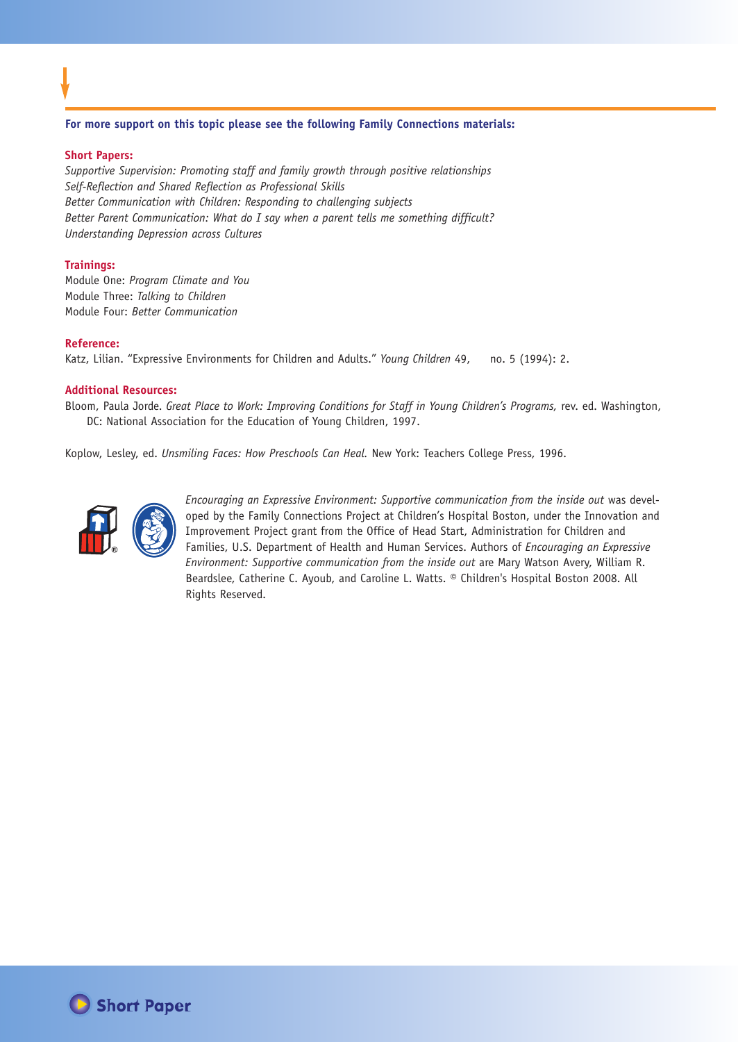**For more support on this topic please see the following Family Connections materials:**

**Short Papers:**

*Supportive Supervision: Promoting staff and family growth through positive relationships*
*Self-Reflection and Shared Reflection as Professional Skills*
*Better Communication with Children: Responding to challenging subjects*
*Better Parent Communication: What do I say when a parent tells me something difficult?*
*Understanding Depression across Cultures*

**Trainings:**

Module One: *Program Climate and You*
Module Three: *Talking to Children*
Module Four: *Better Communication*

**Reference:**

Katz, Lilian. "Expressive Environments for Children and Adults." *Young Children* 49, no. 5 (1994): 2.

**Additional Resources:**

Bloom, Paula Jorde. *Great Place to Work: Improving Conditions for Staff in Young Children's Programs,* rev. ed. Washington, DC: National Association for the Education of Young Children, 1997.

Koplow, Lesley, ed. *Unsmiling Faces: How Preschools Can Heal.* New York: Teachers College Press, 1996.

*Encouraging an Expressive Environment: Supportive communication from the inside out* was developed by the Family Connections Project at Children's Hospital Boston, under the Innovation and Improvement Project grant from the Office of Head Start, Administration for Children and Families, U.S. Department of Health and Human Services. Authors of *Encouraging an Expressive Environment: Supportive communication from the inside out* are Mary Watson Avery, William R. Beardslee, Catherine C. Ayoub, and Caroline L. Watts. © Children's Hospital Boston 2008. All Rights Reserved.